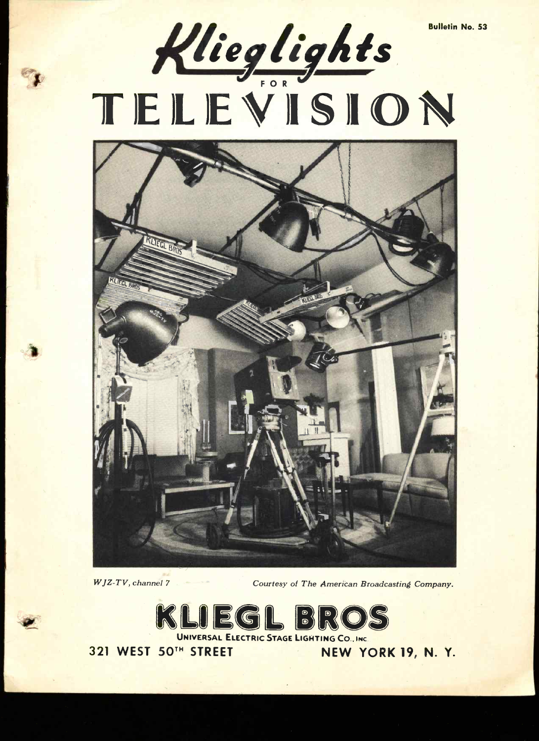Bulletin No. 53

# Klieglights FOR TELEVISION

*WJZ-TV, channel 7* *Courtesy of The American Broadcasting Company.*

## KLIEGL BROS

UNIVERSAL ELECTRIC STAGE LIGHTING CO., INC.

321 WEST 50TH STREET NEW YORK 19, N. Y.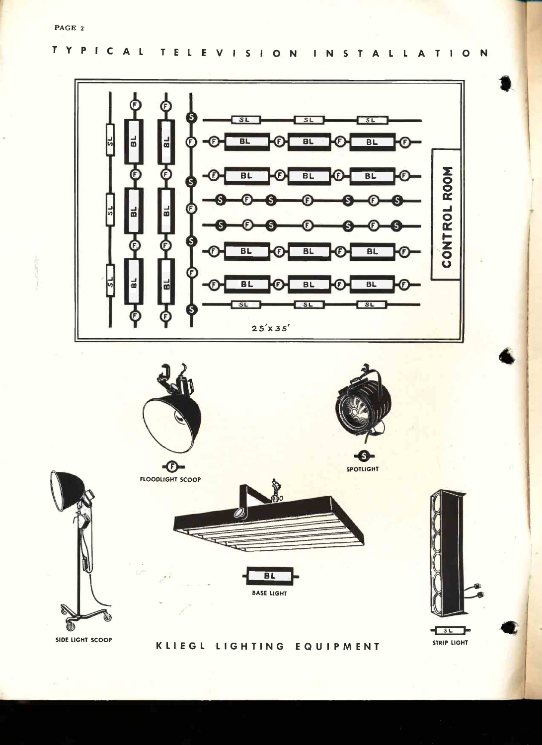# TYPICAL TELEVISION INSTALLATION

CONTROL ROOM

25′x35′

FLOODLIGHT SCOOP

SPOTLIGHT

BASE LIGHT

SIDE LIGHT SCOOP

STRIP LIGHT

KLIEGL LIGHTING EQUIPMENT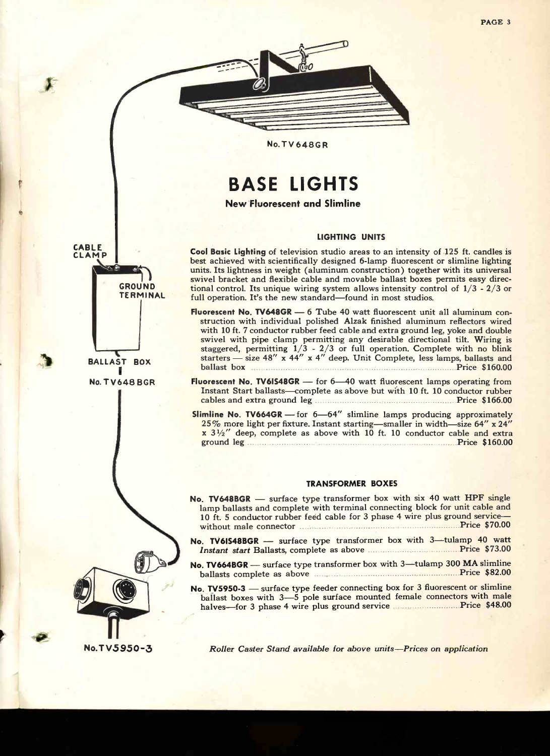No. TV648GR

CABLE CLAMP

GROUND TERMINAL

BALLAST BOX

No. TV648BGR

No. TV5950-3

# BASE LIGHTS

### New Fluorescent and Slimline

#### LIGHTING UNITS

**Cool Basic Lighting** of television studio areas to an intensity of 125 ft. candles is best achieved with scientifically designed 6-lamp fluorescent or slimline lighting units. Its lightness in weight (aluminum construction) together with its universal swivel bracket and flexible cable and movable ballast boxes permits easy directional control. Its unique wiring system allows intensity control of 1/3 - 2/3 or full operation. It's the new standard—found in most studios.

**Fluorescent No. TV648GR** — 6 Tube 40 watt fluorescent unit all aluminum construction with individual polished Alzak finished aluminum reflectors wired with 10 ft. 7 conductor rubber feed cable and extra ground leg, yoke and double swivel with pipe clamp permitting any desirable directional tilt. Wiring is staggered, permitting 1/3 - 2/3 or full operation. Complete with no blink starters — size 48" x 44" x 4" deep. Unit Complete, less lamps, ballasts and ballast box ........ Price $160.00

**Fluorescent No. TV6IS48GR** — for 6—40 watt fluorescent lamps operating from Instant Start ballasts—complete as above but with 10 ft. 10 conductor rubber cables and extra ground leg ........ Price $166.00

**Slimline No. TV664GR** — for 6—64" slimline lamps producing approximately 25% more light per fixture. Instant starting—smaller in width—size 64" x 24" x 3½" deep, complete as above with 10 ft. 10 conductor cable and extra ground leg ........ Price $160.00

#### TRANSFORMER BOXES

**No. TV648BGR** — surface type transformer box with six 40 watt HPF single lamp ballasts and complete with terminal connecting block for unit cable and 10 ft. 5 conductor rubber feed cable for 3 phase 4 wire plus ground service—without male connector ........ Price $70.00

**No. TV6IS48BGR** — surface type transformer box with 3—tulamp 40 watt *Instant start* Ballasts, complete as above ........ Price $73.00

**No. TV664BGR** — surface type transformer box with 3—tulamp 300 MA slimline ballasts complete as above ........ Price $82.00

**No. TV5950-3** — surface type feeder connecting box for 3 fluorescent or slimline ballast boxes with 3—5 pole surface mounted female connectors with male halves—for 3 phase 4 wire plus ground service ........ Price $48.00

*Roller Caster Stand available for above units—Prices on application*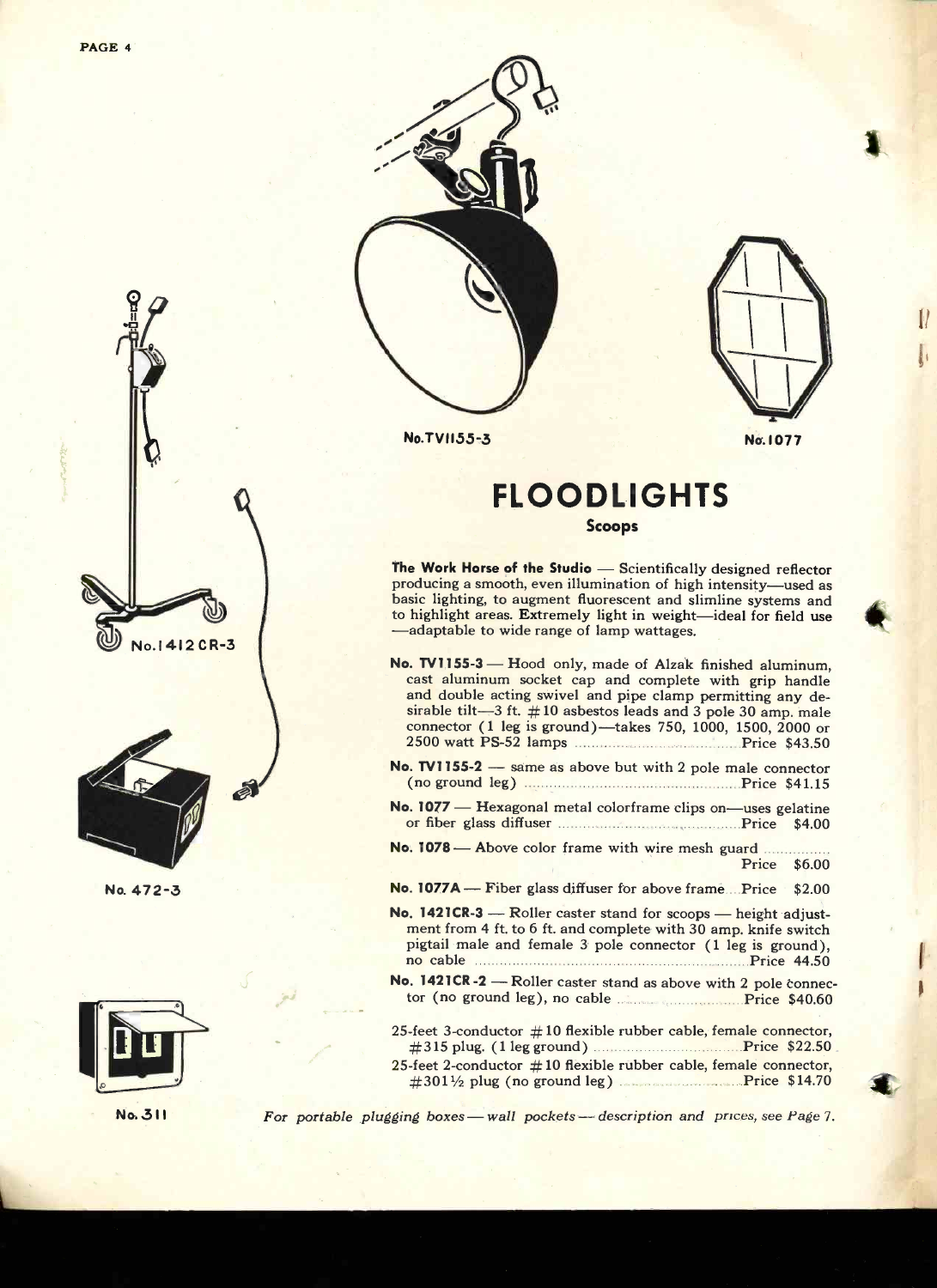No.TV1155-3

No. 1077

No. 1412 CR-3

No. 472-3

No. 311

# FLOODLIGHTS

## Scoops

**The Work Horse of the Studio** — Scientifically designed reflector producing a smooth, even illumination of high intensity—used as basic lighting, to augment fluorescent and slimline systems and to highlight areas. Extremely light in weight—ideal for field use—adaptable to wide range of lamp wattages.

**No. TV1155-3** — Hood only, made of Alzak finished aluminum, cast aluminum socket cap and complete with grip handle and double acting swivel and pipe clamp permitting any desirable tilt—3 ft. #10 asbestos leads and 3 pole 30 amp. male connector (1 leg is ground)—takes 750, 1000, 1500, 2000 or 2500 watt PS-52 lamps ..... Price $43.50

**No. TV1155-2** — same as above but with 2 pole male connector (no ground leg) ..... Price $41.15

**No. 1077** — Hexagonal metal colorframe clips on—uses gelatine or fiber glass diffuser ..... Price $4.00

**No. 1078** — Above color frame with wire mesh guard ..... Price $6.00

**No. 1077A** — Fiber glass diffuser for above frame ..... Price $2.00

**No. 1421CR-3** — Roller caster stand for scoops — height adjustment from 4 ft. to 6 ft. and complete with 30 amp. knife switch pigtail male and female 3 pole connector (1 leg is ground), no cable ..... Price 44.50

**No. 1421CR-2** — Roller caster stand as above with 2 pole connector (no ground leg), no cable ..... Price $40.60

25-feet 3-conductor #10 flexible rubber cable, female connector, #315 plug. (1 leg ground) ..... Price $22.50

25-feet 2-conductor #10 flexible rubber cable, female connector, #301½ plug (no ground leg) ..... Price $14.70

*For portable plugging boxes — wall pockets — description and prices, see Page 7.*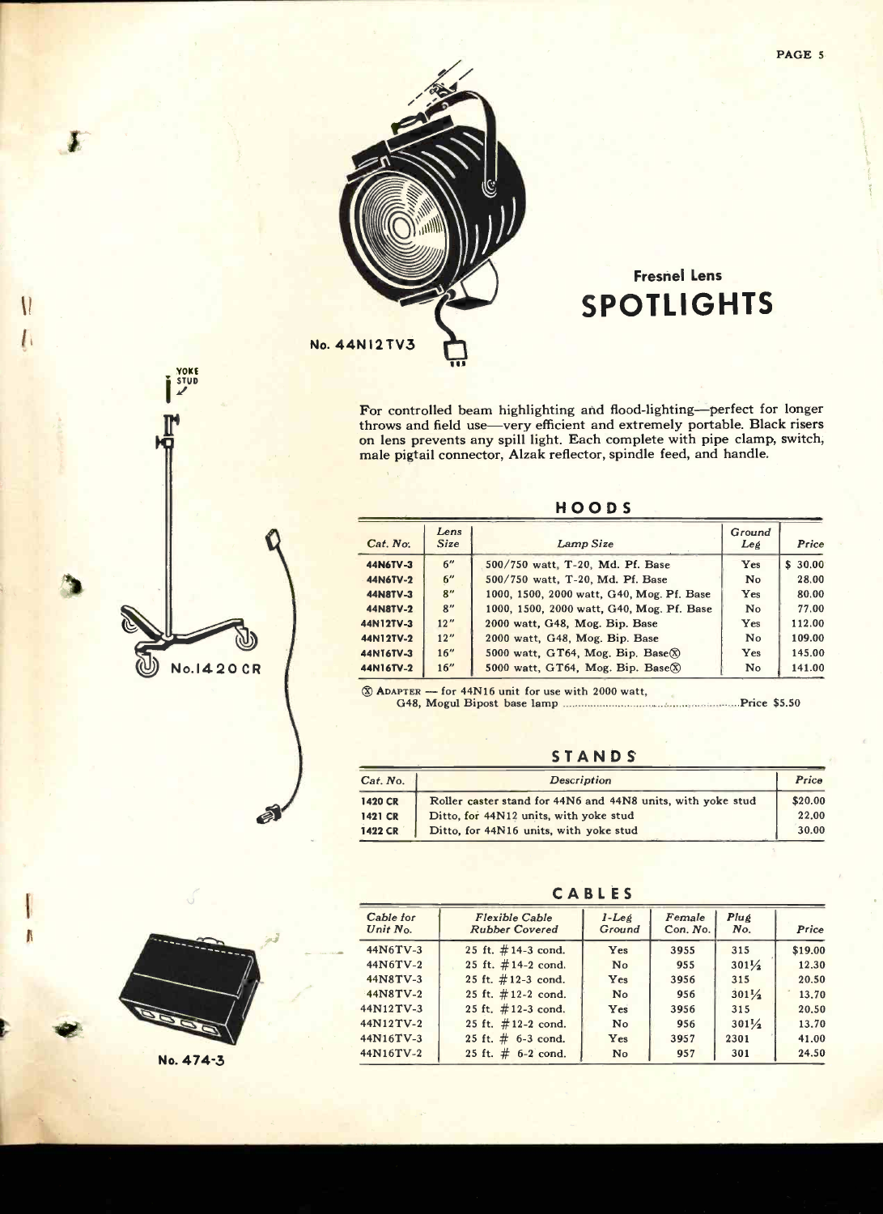No. 44N12TV3

**Fresnel Lens**

# SPOTLIGHTS

YOKE STUD

No. 1420 CR

No. 474-3

For controlled beam highlighting and flood-lighting—perfect for longer throws and field use—very efficient and extremely portable. Black risers on lens prevents any spill light. Each complete with pipe clamp, switch, male pigtail connector, Alzak reflector, spindle feed, and handle.

## HOODS

| Cat. No. | Lens Size | Lamp Size | Ground Leg | Price |
|---|---|---|---|---|
| **44N6TV-3** | 6" | 500/750 watt, T-20, Md. Pf. Base | Yes | $ 30.00 |
| **44N6TV-2** | 6" | 500/750 watt, T-20, Md. Pf. Base | No | 28.00 |
| **44N8TV-3** | 8" | 1000, 1500, 2000 watt, G40, Mog. Pf. Base | Yes | 80.00 |
| **44N8TV-2** | 8" | 1000, 1500, 2000 watt, G40, Mog. Pf. Base | No | 77.00 |
| **44N12TV-3** | 12" | 2000 watt, G48, Mog. Bip. Base | Yes | 112.00 |
| **44N12TV-2** | 12" | 2000 watt, G48, Mog. Bip. Base | No | 109.00 |
| **44N16TV-3** | 16" | 5000 watt, GT64, Mog. Bip. Base(X) | Yes | 145.00 |
| **44N16TV-2** | 16" | 5000 watt, GT64, Mog. Bip. Base(X) | No | 141.00 |

(X) Adapter — for 44N16 unit for use with 2000 watt, G48, Mogul Bipost base lamp ........................................ Price $5.50

## STANDS

| Cat. No. | Description | Price |
|---|---|---|
| **1420 CR** | Roller caster stand for 44N6 and 44N8 units, with yoke stud | $20.00 |
| **1421 CR** | Ditto, for 44N12 units, with yoke stud | 22.00 |
| **1422 CR** | Ditto, for 44N16 units, with yoke stud | 30.00 |

## CABLES

| Cable for Unit No. | Flexible Cable Rubber Covered | 1-Leg Ground | Female Con. No. | Plug No. | Price |
|---|---|---|---|---|---|
| 44N6TV-3 | 25 ft. #14-3 cond. | Yes | 3955 | 315 | $19.00 |
| 44N6TV-2 | 25 ft. #14-2 cond. | No | 955 | 301½ | 12.30 |
| 44N8TV-3 | 25 ft. #12-3 cond. | Yes | 3956 | 315 | 20.50 |
| 44N8TV-2 | 25 ft. #12-2 cond. | No | 956 | 301½ | 13.70 |
| 44N12TV-3 | 25 ft. #12-3 cond. | Yes | 3956 | 315 | 20.50 |
| 44N12TV-2 | 25 ft. #12-2 cond. | No | 956 | 301½ | 13.70 |
| 44N16TV-3 | 25 ft. # 6-3 cond. | Yes | 3957 | 2301 | 41.00 |
| 44N16TV-2 | 25 ft. # 6-2 cond. | No | 957 | 301 | 24.50 |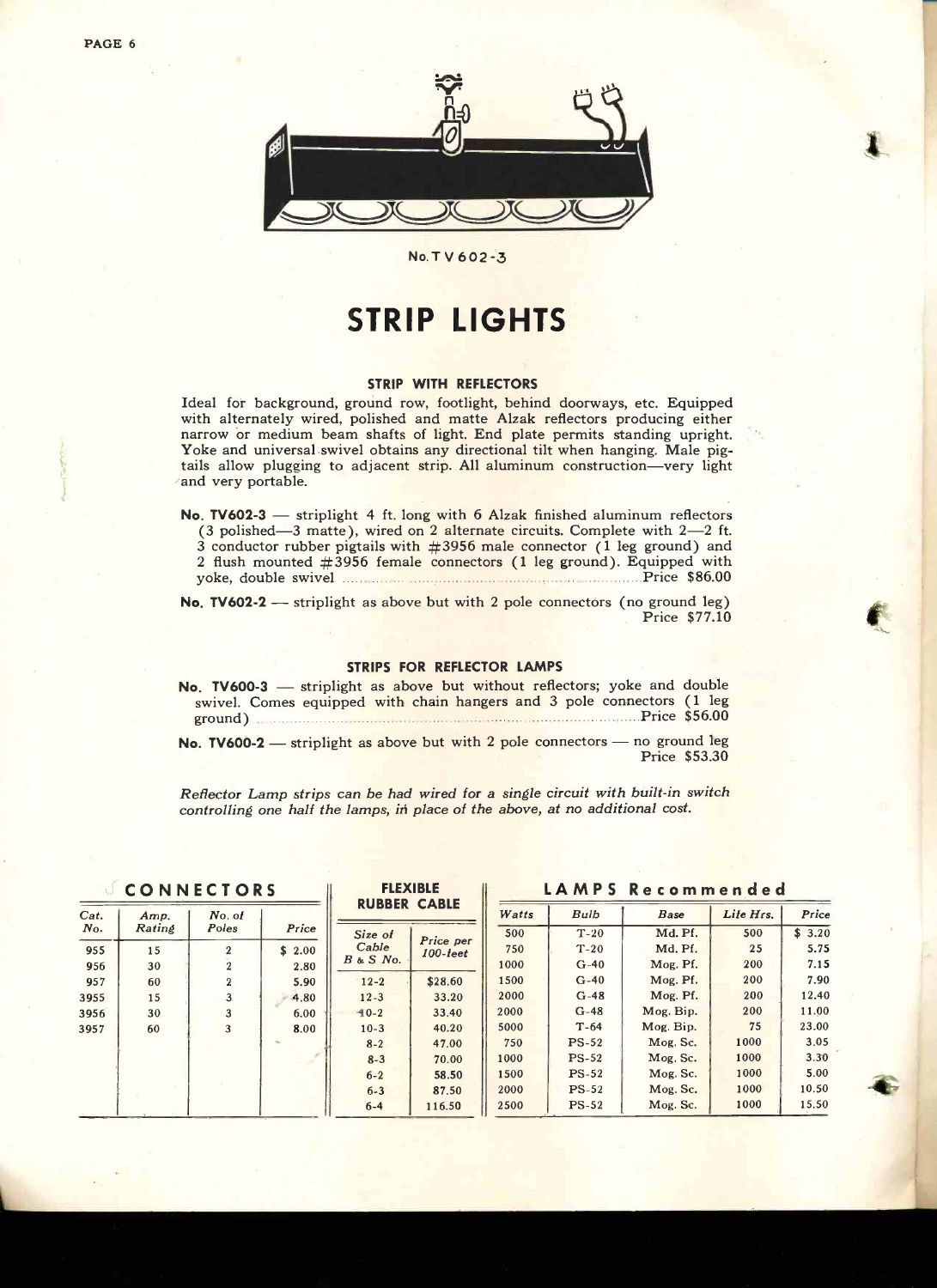No. TV602-3

# STRIP LIGHTS

### STRIP WITH REFLECTORS

Ideal for background, ground row, footlight, behind doorways, etc. Equipped with alternately wired, polished and matte Alzak reflectors producing either narrow or medium beam shafts of light. End plate permits standing upright. Yoke and universal swivel obtains any directional tilt when hanging. Male pigtails allow plugging to adjacent strip. All aluminum construction—very light and very portable.

**No. TV602-3** — striplight 4 ft. long with 6 Alzak finished aluminum reflectors (3 polished—3 matte), wired on 2 alternate circuits. Complete with 2—2 ft. 3 conductor rubber pigtails with #3956 male connector (1 leg ground) and 2 flush mounted #3956 female connectors (1 leg ground). Equipped with yoke, double swivel .......... Price $86.00

**No. TV602-2** — striplight as above but with 2 pole connectors (no ground leg) Price $77.10

### STRIPS FOR REFLECTOR LAMPS

**No. TV600-3** — striplight as above but without reflectors; yoke and double swivel. Comes equipped with chain hangers and 3 pole connectors (1 leg ground) .......... Price $56.00

**No. TV600-2** — striplight as above but with 2 pole connectors — no ground leg Price $53.30

*Reflector Lamp strips can be had wired for a single circuit with built-in switch controlling one half the lamps, in place of the above, at no additional cost.*

**CONNECTORS**

| Cat. No. | Amp. Rating | No. of Poles | Price |
|---|---|---|---|
| 955 | 15 | 2 | $ 2.00 |
| 956 | 30 | 2 | 2.80 |
| 957 | 60 | 2 | 5.90 |
| 3955 | 15 | 3 | 4.80 |
| 3956 | 30 | 3 | 6.00 |
| 3957 | 60 | 3 | 8.00 |

**FLEXIBLE RUBBER CABLE**

| Size of Cable B & S No. | Price per 100-feet |
|---|---|
| 12-2 | $28.60 |
| 12-3 | 33.20 |
| 10-2 | 33.40 |
| 10-3 | 40.20 |
| 8-2 | 47.00 |
| 8-3 | 70.00 |
| 6-2 | 58.50 |
| 6-3 | 87.50 |
| 6-4 | 116.50 |

**LAMPS Recommended**

| Watts | Bulb | Base | Life Hrs. | Price |
|---|---|---|---|---|
| 500 | T-20 | Md. Pf. | 500 | $ 3.20 |
| 750 | T-20 | Md. Pf. | 25 | 5.75 |
| 1000 | G-40 | Mog. Pf. | 200 | 7.15 |
| 1500 | G-40 | Mog. Pf. | 200 | 7.90 |
| 2000 | G-48 | Mog. Pf. | 200 | 12.40 |
| 2000 | G-48 | Mog. Bip. | 200 | 11.00 |
| 5000 | T-64 | Mog. Bip. | 75 | 23.00 |
| 750 | PS-52 | Mog. Sc. | 1000 | 3.05 |
| 1000 | PS-52 | Mog. Sc. | 1000 | 3.30 |
| 1500 | PS-52 | Mog. Sc. | 1000 | 5.00 |
| 2000 | PS-52 | Mog. Sc. | 1000 | 10.50 |
| 2500 | PS-52 | Mog. Sc. | 1000 | 15.50 |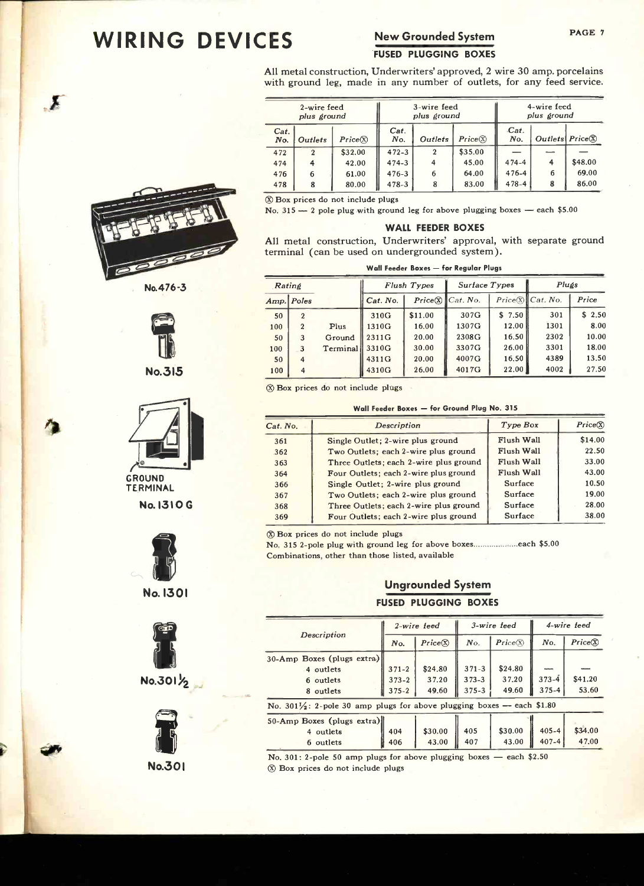# WIRING DEVICES

## New Grounded System

### FUSED PLUGGING BOXES

All metal construction, Underwriters' approved, 2 wire 30 amp. porcelains with ground leg, made in any number of outlets, for any feed service.

| 2-wire feed plus ground | | | 3-wire feed plus ground | | | 4-wire feed plus ground | | |
|---|---|---|---|---|---|---|---|---|
| Cat. No. | Outlets | Price⊗ | Cat. No. | Outlets | Price⊗ | Cat. No. | Outlets | Price⊗ |
| 472 | 2 | $32.00 | 472-3 | 2 | $35.00 | — | — | — |
| 474 | 4 | 42.00 | 474-3 | 4 | 45.00 | 474-4 | 4 | $48.00 |
| 476 | 6 | 61.00 | 476-3 | 6 | 64.00 | 476-4 | 6 | 69.00 |
| 478 | 8 | 80.00 | 478-3 | 8 | 83.00 | 478-4 | 8 | 86.00 |

⊗ Box prices do not include plugs

No. 315 — 2 pole plug with ground leg for above plugging boxes — each $5.00

No. 476-3

No. 315

### WALL FEEDER BOXES

All metal construction, Underwriters' approval, with separate ground terminal (can be used on undergrounded system).

**Wall Feeder Boxes — for Regular Plugs**

| Rating | | | Flush Types | | Surface Types | | Plugs | |
|---|---|---|---|---|---|---|---|---|
| Amp. | Poles | | Cat. No. | Price⊗ | Cat. No. | Price⊗ | Cat. No. | Price |
| 50 | 2 | | 310G | $11.00 | 307G | $ 7.50 | 301 | $ 2.50 |
| 100 | 2 | Plus | 1310G | 16.00 | 1307G | 12.00 | 1301 | 8.00 |
| 50 | 3 | Ground | 2311G | 20.00 | 2308G | 16.50 | 2302 | 10.00 |
| 100 | 3 | Terminal | 3310G | 30.00 | 3307G | 26.00 | 3301 | 18.00 |
| 50 | 4 | | 4311G | 20.00 | 4007G | 16.50 | 4389 | 13.50 |
| 100 | 4 | | 4310G | 26.00 | 4017G | 22.00 | 4002 | 27.50 |

⊗ Box prices do not include plugs

GROUND TERMINAL

No. 1310 G

**Wall Feeder Boxes — for Ground Plug No. 315**

| Cat. No. | Description | Type Box | Price⊗ |
|---|---|---|---|
| 361 | Single Outlet; 2-wire plus ground | Flush Wall | $14.00 |
| 362 | Two Outlets; each 2-wire plus ground | Flush Wall | 22.50 |
| 363 | Three Outlets; each 2-wire plus ground | Flush Wall | 33.00 |
| 364 | Four Outlets; each 2-wire plus ground | Flush Wall | 43.00 |
| 366 | Single Outlet; 2-wire plus ground | Surface | 10.50 |
| 367 | Two Outlets; each 2-wire plus ground | Surface | 19.00 |
| 368 | Three Outlets; each 2-wire plus ground | Surface | 28.00 |
| 369 | Four Outlets; each 2-wire plus ground | Surface | 38.00 |

⊗ Box prices do not include plugs

No. 315 2-pole plug with ground leg for above boxes....................each $5.00

Combinations, other than those listed, available

No. 1301

## Ungrounded System

### FUSED PLUGGING BOXES

| Description | 2-wire feed | | 3-wire feed | | 4-wire feed | |
|---|---|---|---|---|---|---|
| | No. | Price⊗ | No. | Price⊗ | No. | Price⊗ |
| 30-Amp Boxes (plugs extra) | | | | | | |
| 4 outlets | 371-2 | $24.80 | 371-3 | $24.80 | — | — |
| 6 outlets | 373-2 | 37.20 | 373-3 | 37.20 | 373-4 | $41.20 |
| 8 outlets | 375-2 | 49.60 | 375-3 | 49.60 | 375-4 | 53.60 |
| No. 301½: 2-pole 30 amp plugs for above plugging boxes — each $1.80 | | | | | | |
| 50-Amp Boxes (plugs extra) | | | | | | |
| 4 outlets | 404 | $30.00 | 405 | $30.00 | 405-4 | $34.00 |
| 6 outlets | 406 | 43.00 | 407 | 43.00 | 407-4 | 47.00 |

No. 301: 2-pole 50 amp plugs for above plugging boxes — each $2.50

⊗ Box prices do not include plugs

No. 301½

No. 301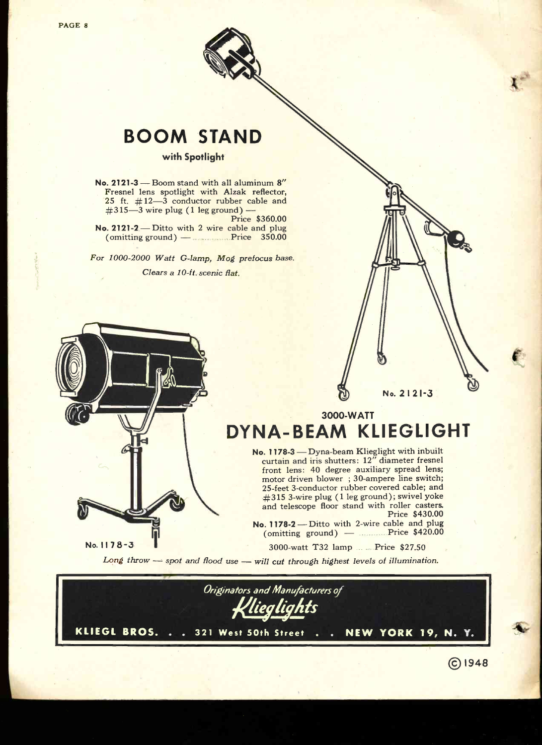## BOOM STAND

**with Spotlight**

**No. 2121-3** — Boom stand with all aluminum 8" Fresnel lens spotlight with Alzak reflector, 25 ft. #12—3 conductor rubber cable and #315—3 wire plug (1 leg ground) — Price $360.00

**No. 2121-2** — Ditto with 2 wire cable and plug (omitting ground) — ............ Price 350.00

*For 1000-2000 Watt G-lamp, Mog prefocus base.*

*Clears a 10-ft. scenic flat.*

No. 2121-3

### 3000-WATT

## DYNA-BEAM KLIEGLIGHT

**No. 1178-3** — Dyna-beam Klieglight with inbuilt curtain and iris shutters: 12" diameter fresnel front lens: 40 degree auxiliary spread lens; motor driven blower ; 30-ampere line switch; 25-feet 3-conductor rubber covered cable; and #315 3-wire plug (1 leg ground); swivel yoke and telescope floor stand with roller casters. Price $430.00

**No. 1178-2** — Ditto with 2-wire cable and plug (omitting ground) — ............ Price $420.00

No. 1178-3

3000-watt T32 lamp ...... Price $27.50

*Long throw — spot and flood use — will cut through highest levels of illumination.*

*Originators and Manufacturers of* ***Klieglights***

**KLIEGL BROS. . . 321 West 50th Street . . NEW YORK 19, N. Y.**

© 1948